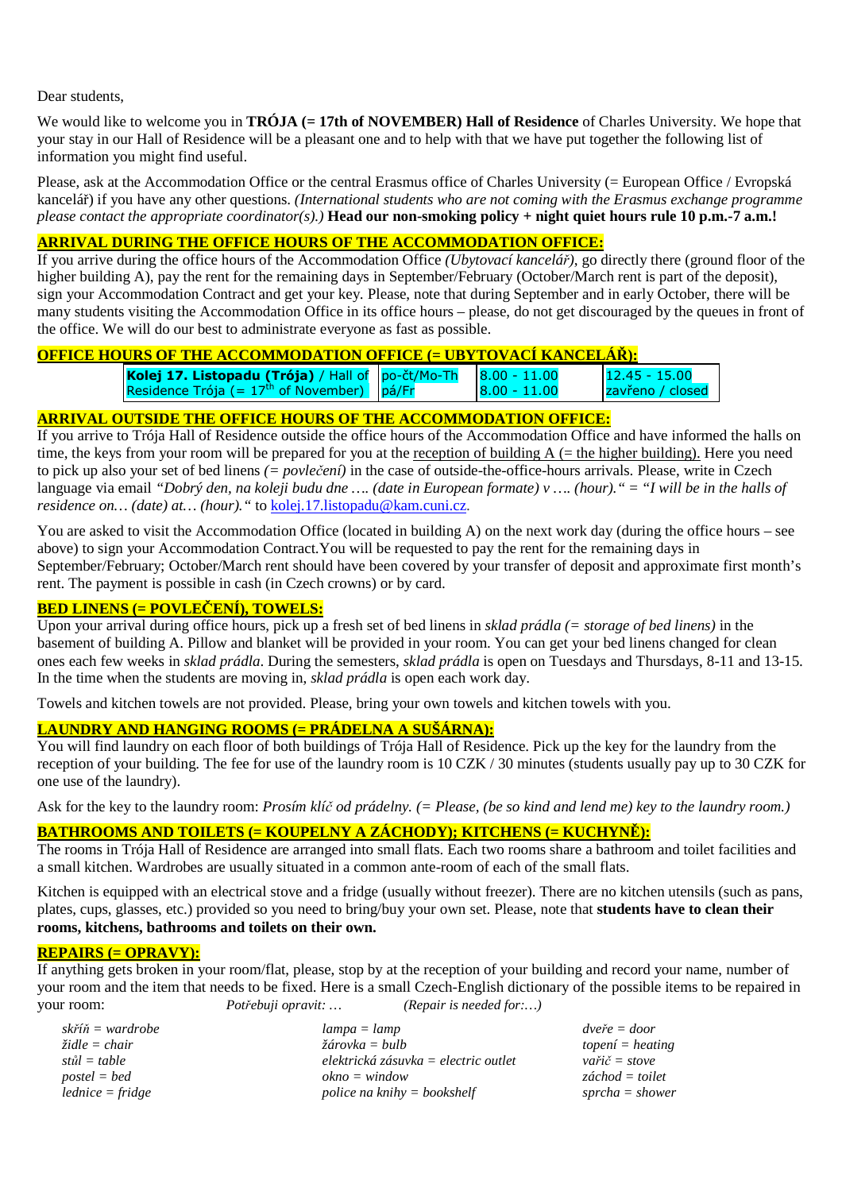Dear students,

We would like to welcome you in **TRÓJA (= 17th of NOVEMBER) Hall of Residence** of Charles University. We hope that your stay in our Hall of Residence will be a pleasant one and to help with that we have put together the following list of information you might find useful.

Please, ask at the Accommodation Office or the central Erasmus office of Charles University (= European Office / Evropská kancelář) if you have any other questions. *(International students who are not coming with the Erasmus exchange programme please contact the appropriate coordinator(s).)* **Head our non-smoking policy + night quiet hours rule 10 p.m.-7 a.m.!**

## ARRIVAL DURING THE OFFICE HOURS OF THE ACCOMMODATION OFFICE:

If you arrive during the office hours of the Accommodation Office *(Ubytovací kancelář)*, go directly there (ground floor of the higher building A), pay the rent for the remaining days in September/February (October/March rent is part of the deposit), sign your Accommodation Contract and get your key. Please, note that during September and in early October, there will be many students visiting the Accommodation Office in its office hours – please, do not get discouraged by the queues in front of the office. We will do our best to administrate everyone as fast as possible.

## OFFICE HOURS OF THE ACCOMMODATION OFFICE (= UBYTOVACÍ KANCELÁŘ):

| | | | |
|---|---|---|---|
| **Kolej 17. Listopadu (Trója)** / Hall of Residence Trója (= 17th of November) | po-čt/Mo-Th | 8.00 - 11.00 | 12.45 - 15.00 |
| | pá/Fr | 8.00 - 11.00 | zavřeno / closed |

## ARRIVAL OUTSIDE THE OFFICE HOURS OF THE ACCOMMODATION OFFICE:

If you arrive to Trója Hall of Residence outside the office hours of the Accommodation Office and have informed the halls on time, the keys from your room will be prepared for you at the reception of building A (= the higher building). Here you need to pick up also your set of bed linens *(= povlečení)* in the case of outside-the-office-hours arrivals. Please, write in Czech language via email *"Dobrý den, na koleji budu dne …. (date in European formate) v …. (hour)." = "I will be in the halls of residence on… (date) at… (hour)."* to kolej.17.listopadu@kam.cuni.cz.

You are asked to visit the Accommodation Office (located in building A) on the next work day (during the office hours – see above) to sign your Accommodation Contract.You will be requested to pay the rent for the remaining days in September/February; October/March rent should have been covered by your transfer of deposit and approximate first month's rent. The payment is possible in cash (in Czech crowns) or by card.

## BED LINENS (= POVLEČENÍ), TOWELS:

Upon your arrival during office hours, pick up a fresh set of bed linens in *sklad prádla (= storage of bed linens)* in the basement of building A. Pillow and blanket will be provided in your room. You can get your bed linens changed for clean ones each few weeks in *sklad prádla*. During the semesters, *sklad prádla* is open on Tuesdays and Thursdays, 8-11 and 13-15. In the time when the students are moving in, *sklad prádla* is open each work day.

Towels and kitchen towels are not provided. Please, bring your own towels and kitchen towels with you.

## LAUNDRY AND HANGING ROOMS (= PRÁDELNA A SUŠÁRNA):

You will find laundry on each floor of both buildings of Trója Hall of Residence. Pick up the key for the laundry from the reception of your building. The fee for use of the laundry room is 10 CZK / 30 minutes (students usually pay up to 30 CZK for one use of the laundry).

Ask for the key to the laundry room: *Prosím klíč od prádelny. (= Please, (be so kind and lend me) key to the laundry room.)*

## BATHROOMS AND TOILETS (= KOUPELNY A ZÁCHODY); KITCHENS (= KUCHYNĚ):

The rooms in Trója Hall of Residence are arranged into small flats. Each two rooms share a bathroom and toilet facilities and a small kitchen. Wardrobes are usually situated in a common ante-room of each of the small flats.

Kitchen is equipped with an electrical stove and a fridge (usually without freezer). There are no kitchen utensils (such as pans, plates, cups, glasses, etc.) provided so you need to bring/buy your own set. Please, note that **students have to clean their rooms, kitchens, bathrooms and toilets on their own.**

## REPAIRS (= OPRAVY):

If anything gets broken in your room/flat, please, stop by at the reception of your building and record your name, number of your room and the item that needs to be fixed. Here is a small Czech-English dictionary of the possible items to be repaired in your room: *Potřebuji opravit: …* *(Repair is needed for:…)*

| | | |
|---|---|---|
| *skříň = wardrobe* | *lampa = lamp* | *dveře = door* |
| *židle = chair* | *žárovka = bulb* | *topení = heating* |
| *stůl = table* | *elektrická zásuvka = electric outlet* | *vařič = stove* |
| *postel = bed* | *okno = window* | *záchod = toilet* |
| *lednice = fridge* | *police na knihy = bookshelf* | *sprcha = shower* |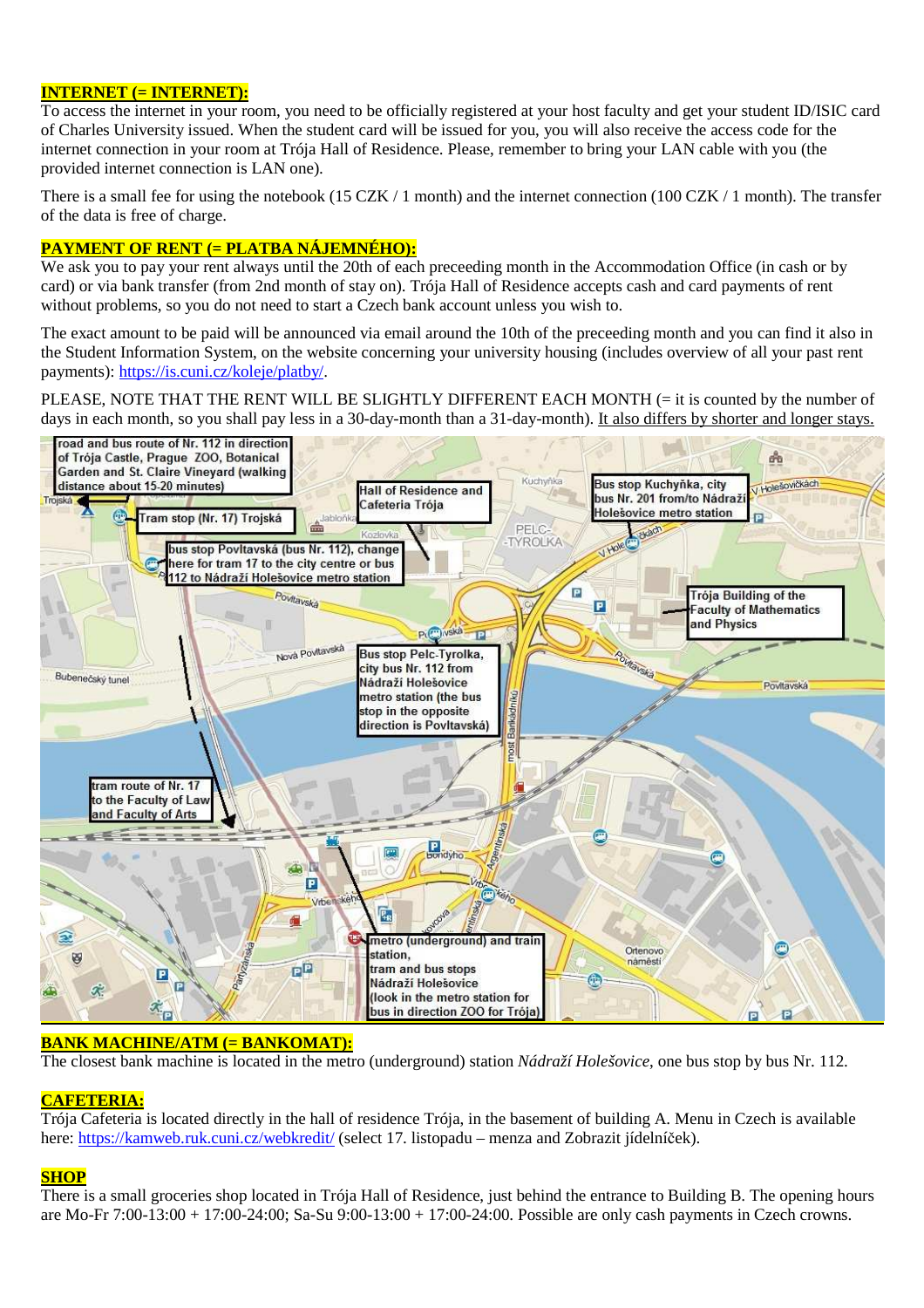## INTERNET (= INTERNET):

To access the internet in your room, you need to be officially registered at your host faculty and get your student ID/ISIC card of Charles University issued. When the student card will be issued for you, you will also receive the access code for the internet connection in your room at Trója Hall of Residence. Please, remember to bring your LAN cable with you (the provided internet connection is LAN one).

There is a small fee for using the notebook (15 CZK / 1 month) and the internet connection (100 CZK / 1 month). The transfer of the data is free of charge.

## PAYMENT OF RENT (= PLATBA NÁJEMNÉHO):

We ask you to pay your rent always until the 20th of each preceeding month in the Accommodation Office (in cash or by card) or via bank transfer (from 2nd month of stay on). Trója Hall of Residence accepts cash and card payments of rent without problems, so you do not need to start a Czech bank account unless you wish to.

The exact amount to be paid will be announced via email around the 10th of the preceeding month and you can find it also in the Student Information System, on the website concerning your university housing (includes overview of all your past rent payments): https://is.cuni.cz/koleje/platby/.

PLEASE, NOTE THAT THE RENT WILL BE SLIGHTLY DIFFERENT EACH MONTH (= it is counted by the number of days in each month, so you shall pay less in a 30-day-month than a 31-day-month). It also differs by shorter and longer stays.

road and bus route of Nr. 112 in direction of Trója Castle, Prague ZOO, Botanical Garden and St. Claire Vineyard (walking distance about 15-20 minutes)

Hall of Residence and Cafeteria Trója

Bus stop Kuchyňka, city bus Nr. 201 from/to Nádraží Holešovice metro station

Tram stop (Nr. 17) Trojská

bus stop Povltavská (bus Nr. 112), change here for tram 17 to the city centre or bus 112 to Nádraží Holešovice metro station

Trója Building of the Faculty of Mathematics and Physics

Bus stop Pelc-Tyrolka, city bus Nr. 112 from Nádraží Holešovice metro station (the bus stop in the opposite direction is Povltavská)

tram route of Nr. 17 to the Faculty of Law and Faculty of Arts

metro (underground) and train station, tram and bus stops Nádraží Holešovice (look in the metro station for bus in direction ZOO for Trója)

## BANK MACHINE/ATM (= BANKOMAT):

The closest bank machine is located in the metro (underground) station *Nádraží Holešovice*, one bus stop by bus Nr. 112.

## CAFETERIA:

Trója Cafeteria is located directly in the hall of residence Trója, in the basement of building A. Menu in Czech is available here: https://kamweb.ruk.cuni.cz/webkredit/ (select 17. listopadu – menza and Zobrazit jídelníček).

## SHOP

There is a small groceries shop located in Trója Hall of Residence, just behind the entrance to Building B. The opening hours are Mo-Fr 7:00-13:00 + 17:00-24:00; Sa-Su 9:00-13:00 + 17:00-24:00. Possible are only cash payments in Czech crowns.